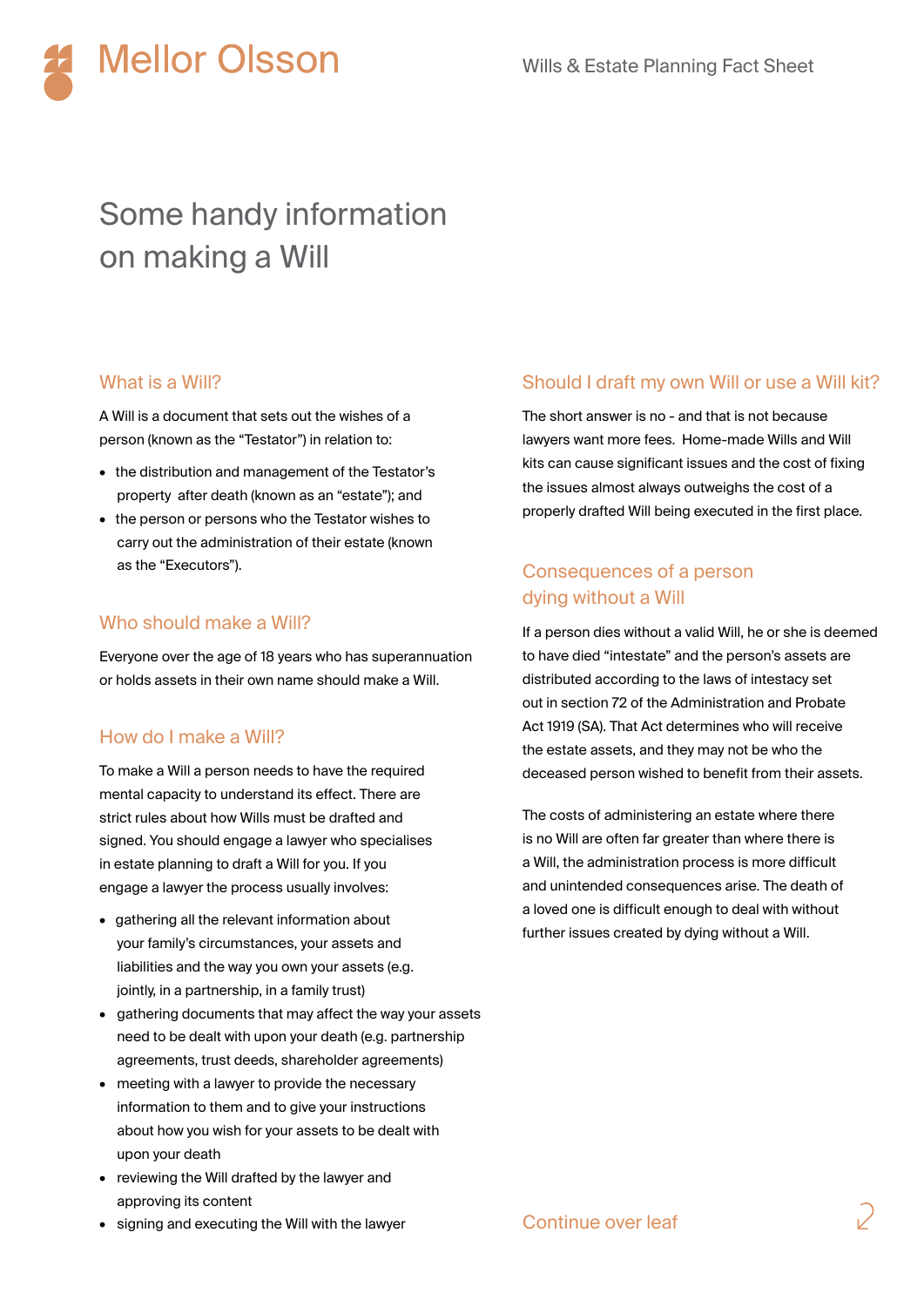# Some handy information on making a Will

## What is a Will?

A Will is a document that sets out the wishes of a person (known as the "Testator") in relation to:

- the distribution and management of the Testator's property after death (known as an "estate"); and
- the person or persons who the Testator wishes to carry out the administration of their estate (known as the "Executors").

## Who should make a Will?

Everyone over the age of 18 years who has superannuation or holds assets in their own name should make a Will.

## How do I make a Will?

To make a Will a person needs to have the required mental capacity to understand its effect. There are strict rules about how Wills must be drafted and signed. You should engage a lawyer who specialises in estate planning to draft a Will for you. If you engage a lawyer the process usually involves:

- gathering all the relevant information about your family's circumstances, your assets and liabilities and the way you own your assets (e.g. jointly, in a partnership, in a family trust)
- gathering documents that may affect the way your assets need to be dealt with upon your death (e.g. partnership agreements, trust deeds, shareholder agreements)
- meeting with a lawyer to provide the necessary information to them and to give your instructions about how you wish for your assets to be dealt with upon your death
- reviewing the Will drafted by the lawyer and approving its content
- signing and executing the Will with the lawyer

## Should I draft my own Will or use a Will kit?

The short answer is no - and that is not because lawyers want more fees. Home-made Wills and Will kits can cause significant issues and the cost of fixing the issues almost always outweighs the cost of a properly drafted Will being executed in the first place.

## Consequences of a person dying without a Will

If a person dies without a valid Will, he or she is deemed to have died "intestate" and the person's assets are distributed according to the laws of intestacy set out in section 72 of the Administration and Probate Act 1919 (SA). That Act determines who will receive the estate assets, and they may not be who the deceased person wished to benefit from their assets.

The costs of administering an estate where there is no Will are often far greater than where there is a Will, the administration process is more difficult and unintended consequences arise. The death of a loved one is difficult enough to deal with without further issues created by dying without a Will.

Continue over leaf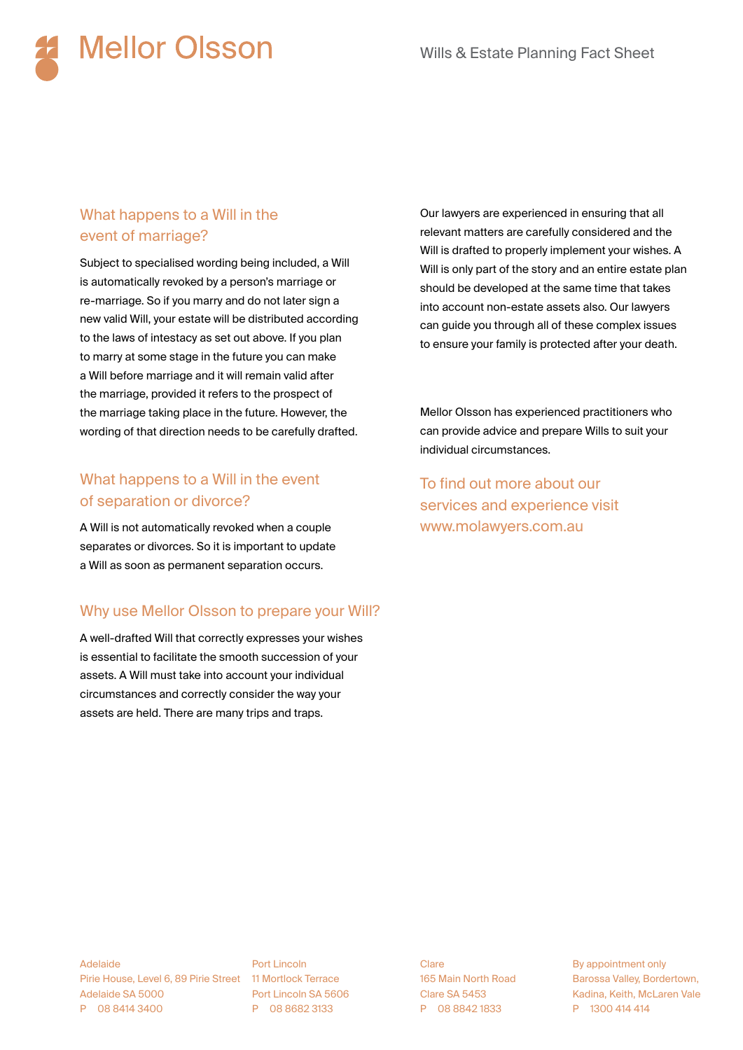## What happens to a Will in the event of marriage?

Subject to specialised wording being included, a Will is automatically revoked by a person's marriage or re-marriage. So if you marry and do not later sign a new valid Will, your estate will be distributed according to the laws of intestacy as set out above. If you plan to marry at some stage in the future you can make a Will before marriage and it will remain valid after the marriage, provided it refers to the prospect of the marriage taking place in the future. However, the wording of that direction needs to be carefully drafted.

## What happens to a Will in the event of separation or divorce?

A Will is not automatically revoked when a couple separates or divorces. So it is important to update a Will as soon as permanent separation occurs.

## Why use Mellor Olsson to prepare your Will?

A well-drafted Will that correctly expresses your wishes is essential to facilitate the smooth succession of your assets. A Will must take into account your individual circumstances and correctly consider the way your assets are held. There are many trips and traps.

Our lawyers are experienced in ensuring that all relevant matters are carefully considered and the Will is drafted to properly implement your wishes. A Will is only part of the story and an entire estate plan should be developed at the same time that takes into account non-estate assets also. Our lawyers can guide you through all of these complex issues to ensure your family is protected after your death.

Mellor Olsson has experienced practitioners who can provide advice and prepare Wills to suit your individual circumstances.

## To find out more about our services and experience visit www.molawyers.com.au

Adelaide
Pirie House, Level 6, 89 Pirie Street
Adelaide SA 5000
P 08 8414 3400

Port Lincoln
11 Mortlock Terrace
Port Lincoln SA 5606
P 08 8682 3133

Clare
165 Main North Road
Clare SA 5453
P 08 8842 1833

By appointment only
Barossa Valley, Bordertown, Kadina, Keith, McLaren Vale
P 1300 414 414